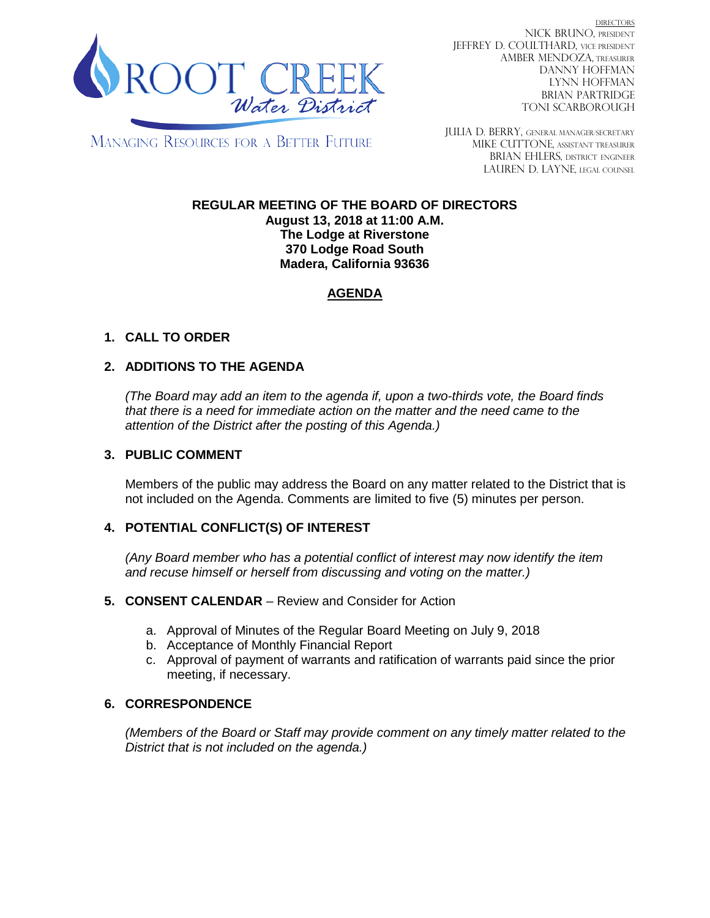ROOT CREEK *Water District*

MANAGING RESOURCES FOR A BETTER FUTURE

DIRECTORS
NICK BRUNO, PRESIDENT
JEFFREY D. COULTHARD, VICE PRESIDENT
AMBER MENDOZA, TREASURER
DANNY HOFFMAN
LYNN HOFFMAN
BRIAN PARTRIDGE
TONI SCARBOROUGH

JULIA D. BERRY, GENERAL MANAGER/SECRETARY
MIKE CUTTONE, ASSISTANT TREASURER
BRIAN EHLERS, DISTRICT ENGINEER
LAUREN D. LAYNE, LEGAL COUNSEL

**REGULAR MEETING OF THE BOARD OF DIRECTORS**
**August 13, 2018 at 11:00 A.M.**
**The Lodge at Riverstone**
**370 Lodge Road South**
**Madera, California 93636**

## AGENDA

### 1. CALL TO ORDER

### 2. ADDITIONS TO THE AGENDA

*(The Board may add an item to the agenda if, upon a two-thirds vote, the Board finds that there is a need for immediate action on the matter and the need came to the attention of the District after the posting of this Agenda.)*

### 3. PUBLIC COMMENT

Members of the public may address the Board on any matter related to the District that is not included on the Agenda. Comments are limited to five (5) minutes per person.

### 4. POTENTIAL CONFLICT(S) OF INTEREST

*(Any Board member who has a potential conflict of interest may now identify the item and recuse himself or herself from discussing and voting on the matter.)*

### 5. CONSENT CALENDAR – Review and Consider for Action

a. Approval of Minutes of the Regular Board Meeting on July 9, 2018
b. Acceptance of Monthly Financial Report
c. Approval of payment of warrants and ratification of warrants paid since the prior meeting, if necessary.

### 6. CORRESPONDENCE

*(Members of the Board or Staff may provide comment on any timely matter related to the District that is not included on the agenda.)*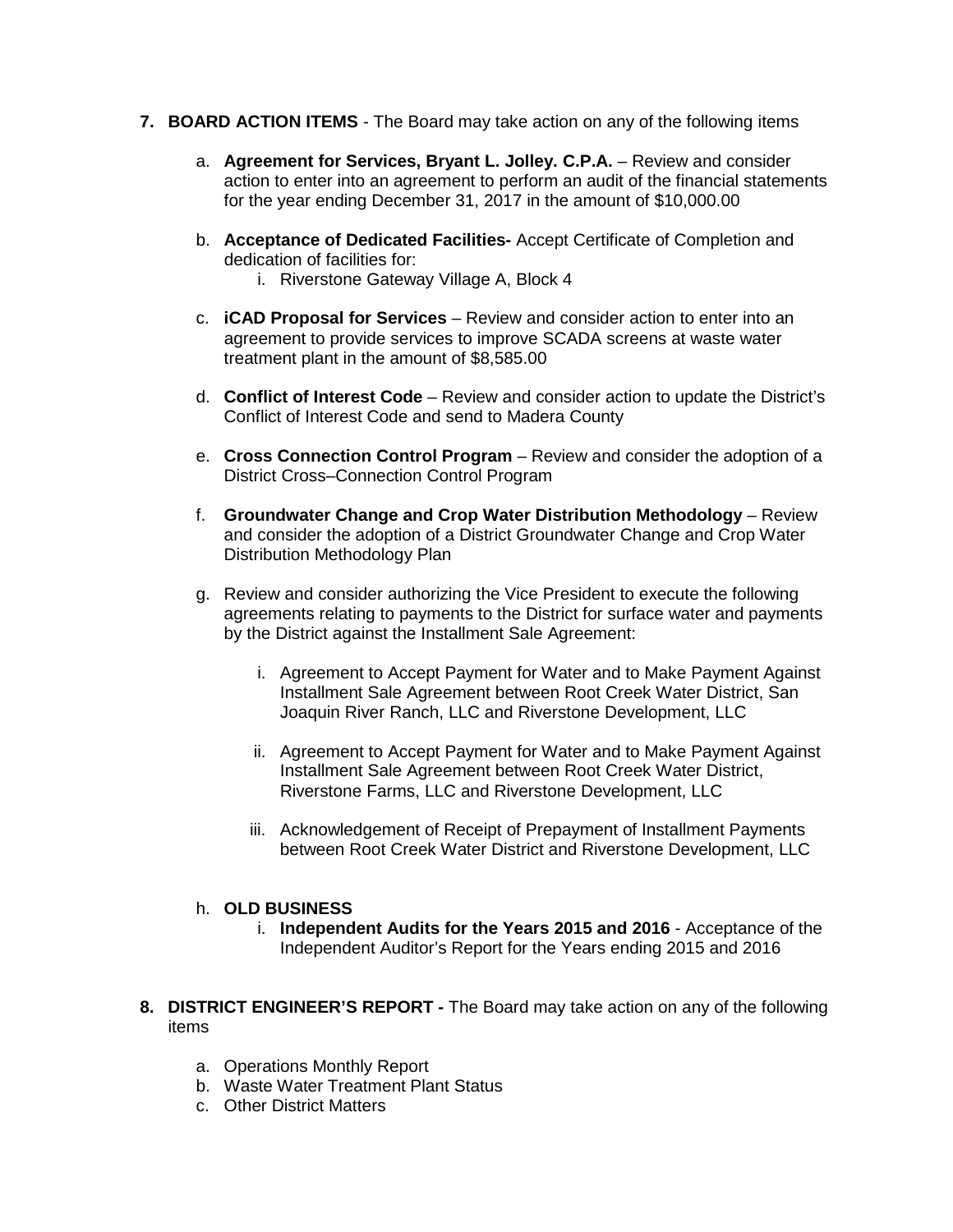7. **BOARD ACTION ITEMS** - The Board may take action on any of the following items

   a. **Agreement for Services, Bryant L. Jolley. C.P.A.** – Review and consider action to enter into an agreement to perform an audit of the financial statements for the year ending December 31, 2017 in the amount of $10,000.00

   b. **Acceptance of Dedicated Facilities-** Accept Certificate of Completion and dedication of facilities for:
      i. Riverstone Gateway Village A, Block 4

   c. **iCAD Proposal for Services** – Review and consider action to enter into an agreement to provide services to improve SCADA screens at waste water treatment plant in the amount of $8,585.00

   d. **Conflict of Interest Code** – Review and consider action to update the District's Conflict of Interest Code and send to Madera County

   e. **Cross Connection Control Program** – Review and consider the adoption of a District Cross–Connection Control Program

   f. **Groundwater Change and Crop Water Distribution Methodology** – Review and consider the adoption of a District Groundwater Change and Crop Water Distribution Methodology Plan

   g. Review and consider authorizing the Vice President to execute the following agreements relating to payments to the District for surface water and payments by the District against the Installment Sale Agreement:

      i. Agreement to Accept Payment for Water and to Make Payment Against Installment Sale Agreement between Root Creek Water District, San Joaquin River Ranch, LLC and Riverstone Development, LLC

      ii. Agreement to Accept Payment for Water and to Make Payment Against Installment Sale Agreement between Root Creek Water District, Riverstone Farms, LLC and Riverstone Development, LLC

      iii. Acknowledgement of Receipt of Prepayment of Installment Payments between Root Creek Water District and Riverstone Development, LLC

   h. **OLD BUSINESS**
      i. **Independent Audits for the Years 2015 and 2016** - Acceptance of the Independent Auditor's Report for the Years ending 2015 and 2016

8. **DISTRICT ENGINEER'S REPORT -** The Board may take action on any of the following items

   a. Operations Monthly Report
   b. Waste Water Treatment Plant Status
   c. Other District Matters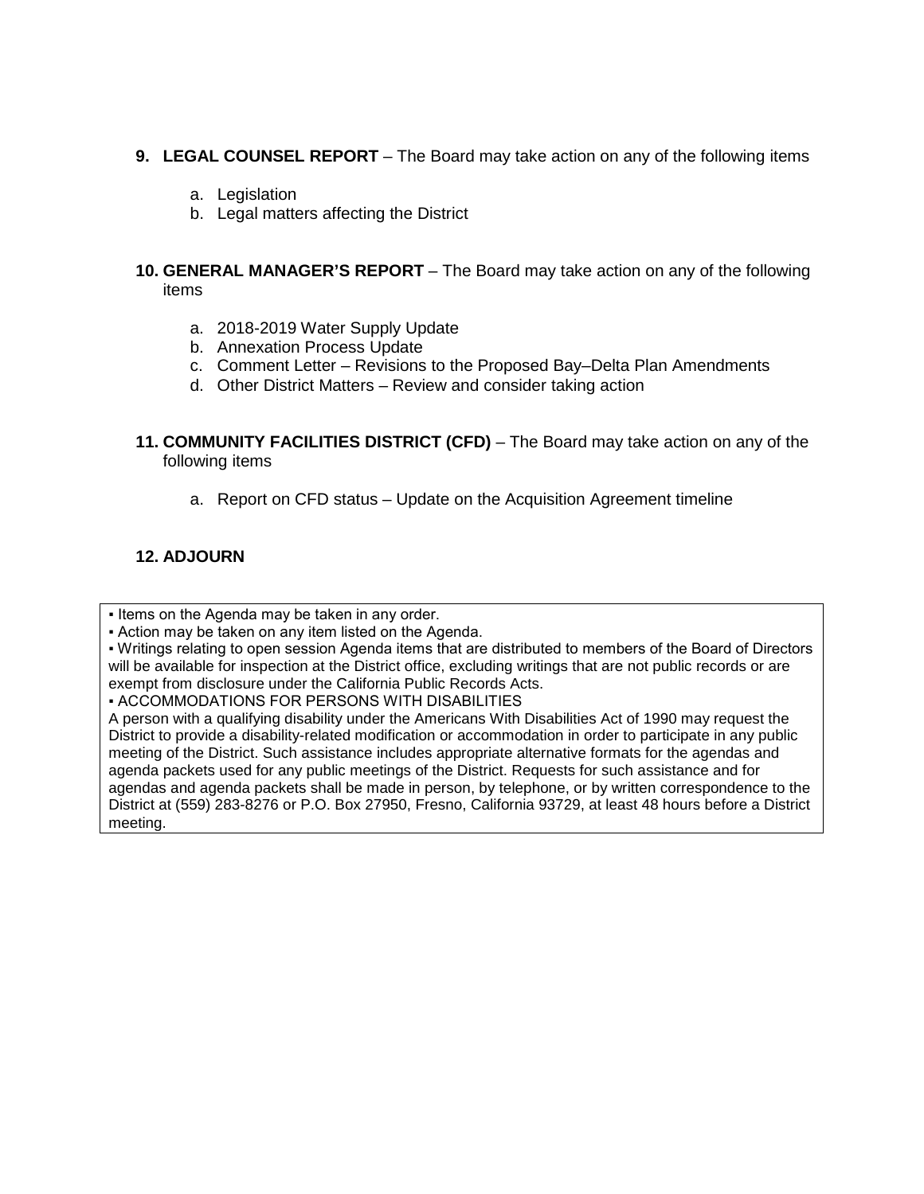**9. LEGAL COUNSEL REPORT** – The Board may take action on any of the following items

a. Legislation
b. Legal matters affecting the District

**10. GENERAL MANAGER'S REPORT** – The Board may take action on any of the following items

a. 2018-2019 Water Supply Update
b. Annexation Process Update
c. Comment Letter – Revisions to the Proposed Bay–Delta Plan Amendments
d. Other District Matters – Review and consider taking action

**11. COMMUNITY FACILITIES DISTRICT (CFD)** – The Board may take action on any of the following items

a. Report on CFD status – Update on the Acquisition Agreement timeline

**12. ADJOURN**

▪ Items on the Agenda may be taken in any order.
▪ Action may be taken on any item listed on the Agenda.
▪ Writings relating to open session Agenda items that are distributed to members of the Board of Directors will be available for inspection at the District office, excluding writings that are not public records or are exempt from disclosure under the California Public Records Acts.
▪ ACCOMMODATIONS FOR PERSONS WITH DISABILITIES
A person with a qualifying disability under the Americans With Disabilities Act of 1990 may request the District to provide a disability-related modification or accommodation in order to participate in any public meeting of the District. Such assistance includes appropriate alternative formats for the agendas and agenda packets used for any public meetings of the District. Requests for such assistance and for agendas and agenda packets shall be made in person, by telephone, or by written correspondence to the District at (559) 283-8276 or P.O. Box 27950, Fresno, California 93729, at least 48 hours before a District meeting.